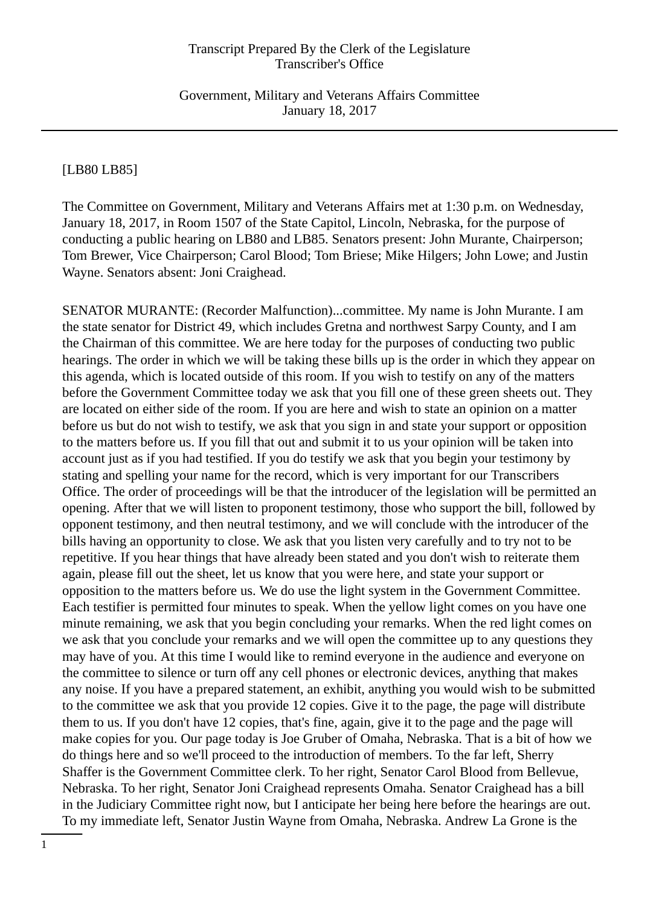[LB80 LB85]

The Committee on Government, Military and Veterans Affairs met at 1:30 p.m. on Wednesday, January 18, 2017, in Room 1507 of the State Capitol, Lincoln, Nebraska, for the purpose of conducting a public hearing on LB80 and LB85. Senators present: John Murante, Chairperson; Tom Brewer, Vice Chairperson; Carol Blood; Tom Briese; Mike Hilgers; John Lowe; and Justin Wayne. Senators absent: Joni Craighead.

SENATOR MURANTE: (Recorder Malfunction)...committee. My name is John Murante. I am the state senator for District 49, which includes Gretna and northwest Sarpy County, and I am the Chairman of this committee. We are here today for the purposes of conducting two public hearings. The order in which we will be taking these bills up is the order in which they appear on this agenda, which is located outside of this room. If you wish to testify on any of the matters before the Government Committee today we ask that you fill one of these green sheets out. They are located on either side of the room. If you are here and wish to state an opinion on a matter before us but do not wish to testify, we ask that you sign in and state your support or opposition to the matters before us. If you fill that out and submit it to us your opinion will be taken into account just as if you had testified. If you do testify we ask that you begin your testimony by stating and spelling your name for the record, which is very important for our Transcribers Office. The order of proceedings will be that the introducer of the legislation will be permitted an opening. After that we will listen to proponent testimony, those who support the bill, followed by opponent testimony, and then neutral testimony, and we will conclude with the introducer of the bills having an opportunity to close. We ask that you listen very carefully and to try not to be repetitive. If you hear things that have already been stated and you don't wish to reiterate them again, please fill out the sheet, let us know that you were here, and state your support or opposition to the matters before us. We do use the light system in the Government Committee. Each testifier is permitted four minutes to speak. When the yellow light comes on you have one minute remaining, we ask that you begin concluding your remarks. When the red light comes on we ask that you conclude your remarks and we will open the committee up to any questions they may have of you. At this time I would like to remind everyone in the audience and everyone on the committee to silence or turn off any cell phones or electronic devices, anything that makes any noise. If you have a prepared statement, an exhibit, anything you would wish to be submitted to the committee we ask that you provide 12 copies. Give it to the page, the page will distribute them to us. If you don't have 12 copies, that's fine, again, give it to the page and the page will make copies for you. Our page today is Joe Gruber of Omaha, Nebraska. That is a bit of how we do things here and so we'll proceed to the introduction of members. To the far left, Sherry Shaffer is the Government Committee clerk. To her right, Senator Carol Blood from Bellevue, Nebraska. To her right, Senator Joni Craighead represents Omaha. Senator Craighead has a bill in the Judiciary Committee right now, but I anticipate her being here before the hearings are out. To my immediate left, Senator Justin Wayne from Omaha, Nebraska. Andrew La Grone is the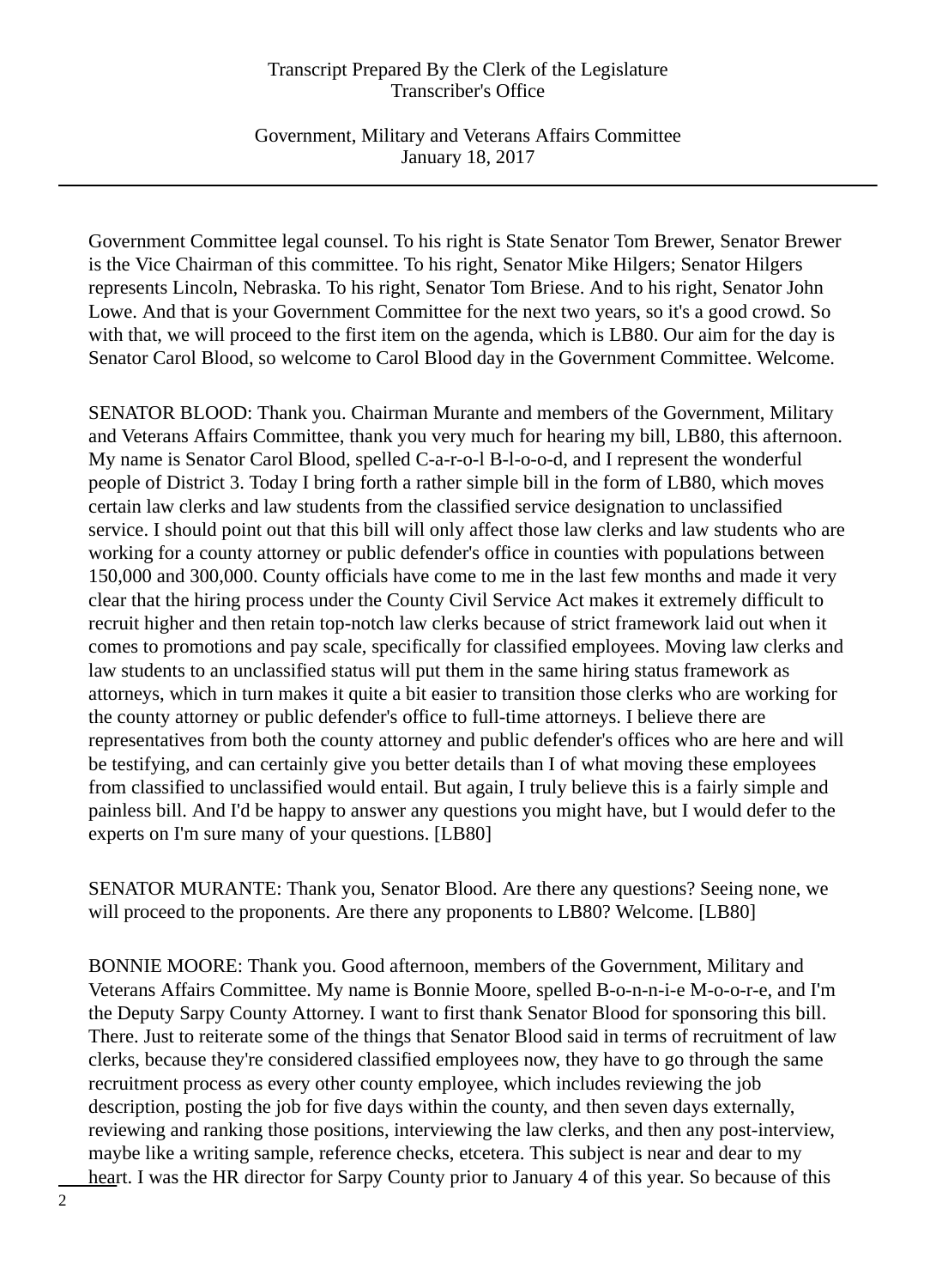Government Committee legal counsel. To his right is State Senator Tom Brewer, Senator Brewer is the Vice Chairman of this committee. To his right, Senator Mike Hilgers; Senator Hilgers represents Lincoln, Nebraska. To his right, Senator Tom Briese. And to his right, Senator John Lowe. And that is your Government Committee for the next two years, so it's a good crowd. So with that, we will proceed to the first item on the agenda, which is LB80. Our aim for the day is Senator Carol Blood, so welcome to Carol Blood day in the Government Committee. Welcome.

SENATOR BLOOD: Thank you. Chairman Murante and members of the Government, Military and Veterans Affairs Committee, thank you very much for hearing my bill, LB80, this afternoon. My name is Senator Carol Blood, spelled C-a-r-o-l B-l-o-o-d, and I represent the wonderful people of District 3. Today I bring forth a rather simple bill in the form of LB80, which moves certain law clerks and law students from the classified service designation to unclassified service. I should point out that this bill will only affect those law clerks and law students who are working for a county attorney or public defender's office in counties with populations between 150,000 and 300,000. County officials have come to me in the last few months and made it very clear that the hiring process under the County Civil Service Act makes it extremely difficult to recruit higher and then retain top-notch law clerks because of strict framework laid out when it comes to promotions and pay scale, specifically for classified employees. Moving law clerks and law students to an unclassified status will put them in the same hiring status framework as attorneys, which in turn makes it quite a bit easier to transition those clerks who are working for the county attorney or public defender's office to full-time attorneys. I believe there are representatives from both the county attorney and public defender's offices who are here and will be testifying, and can certainly give you better details than I of what moving these employees from classified to unclassified would entail. But again, I truly believe this is a fairly simple and painless bill. And I'd be happy to answer any questions you might have, but I would defer to the experts on I'm sure many of your questions. [LB80]

SENATOR MURANTE: Thank you, Senator Blood. Are there any questions? Seeing none, we will proceed to the proponents. Are there any proponents to LB80? Welcome. [LB80]

BONNIE MOORE: Thank you. Good afternoon, members of the Government, Military and Veterans Affairs Committee. My name is Bonnie Moore, spelled B-o-n-n-i-e M-o-o-r-e, and I'm the Deputy Sarpy County Attorney. I want to first thank Senator Blood for sponsoring this bill. There. Just to reiterate some of the things that Senator Blood said in terms of recruitment of law clerks, because they're considered classified employees now, they have to go through the same recruitment process as every other county employee, which includes reviewing the job description, posting the job for five days within the county, and then seven days externally, reviewing and ranking those positions, interviewing the law clerks, and then any post-interview, maybe like a writing sample, reference checks, etcetera. This subject is near and dear to my heart. I was the HR director for Sarpy County prior to January 4 of this year. So because of this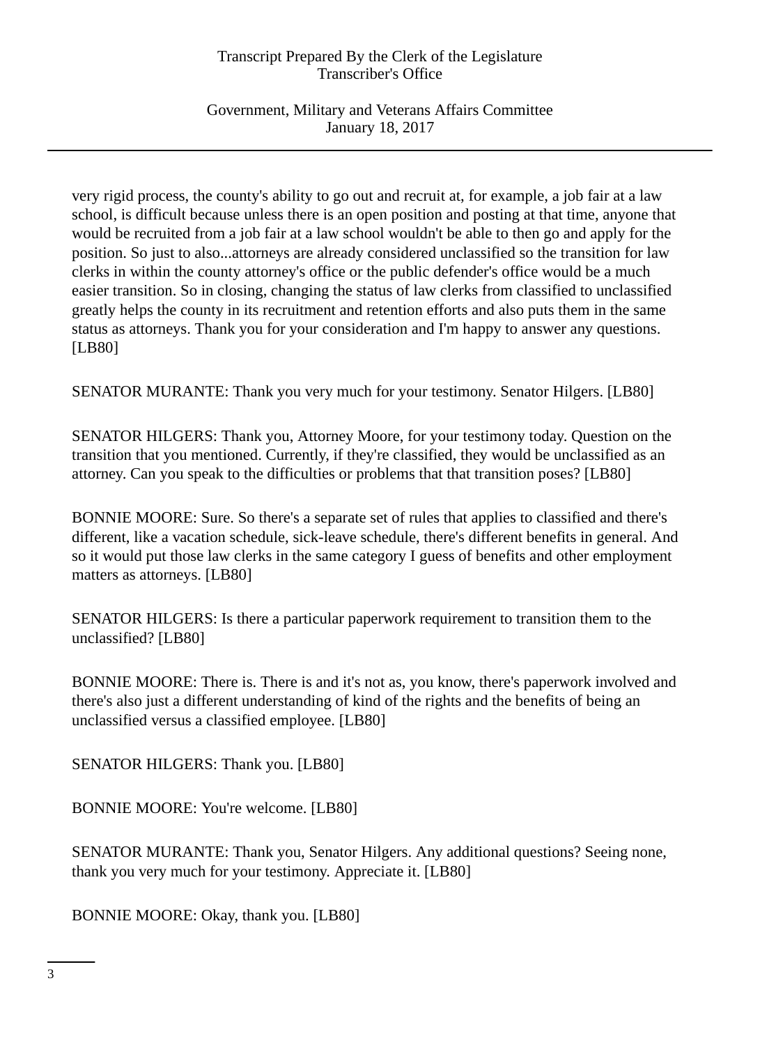very rigid process, the county's ability to go out and recruit at, for example, a job fair at a law school, is difficult because unless there is an open position and posting at that time, anyone that would be recruited from a job fair at a law school wouldn't be able to then go and apply for the position. So just to also...attorneys are already considered unclassified so the transition for law clerks in within the county attorney's office or the public defender's office would be a much easier transition. So in closing, changing the status of law clerks from classified to unclassified greatly helps the county in its recruitment and retention efforts and also puts them in the same status as attorneys. Thank you for your consideration and I'm happy to answer any questions. [LB80]

SENATOR MURANTE: Thank you very much for your testimony. Senator Hilgers. [LB80]

SENATOR HILGERS: Thank you, Attorney Moore, for your testimony today. Question on the transition that you mentioned. Currently, if they're classified, they would be unclassified as an attorney. Can you speak to the difficulties or problems that that transition poses? [LB80]

BONNIE MOORE: Sure. So there's a separate set of rules that applies to classified and there's different, like a vacation schedule, sick-leave schedule, there's different benefits in general. And so it would put those law clerks in the same category I guess of benefits and other employment matters as attorneys. [LB80]

SENATOR HILGERS: Is there a particular paperwork requirement to transition them to the unclassified? [LB80]

BONNIE MOORE: There is. There is and it's not as, you know, there's paperwork involved and there's also just a different understanding of kind of the rights and the benefits of being an unclassified versus a classified employee. [LB80]

SENATOR HILGERS: Thank you. [LB80]

BONNIE MOORE: You're welcome. [LB80]

SENATOR MURANTE: Thank you, Senator Hilgers. Any additional questions? Seeing none, thank you very much for your testimony. Appreciate it. [LB80]

BONNIE MOORE: Okay, thank you. [LB80]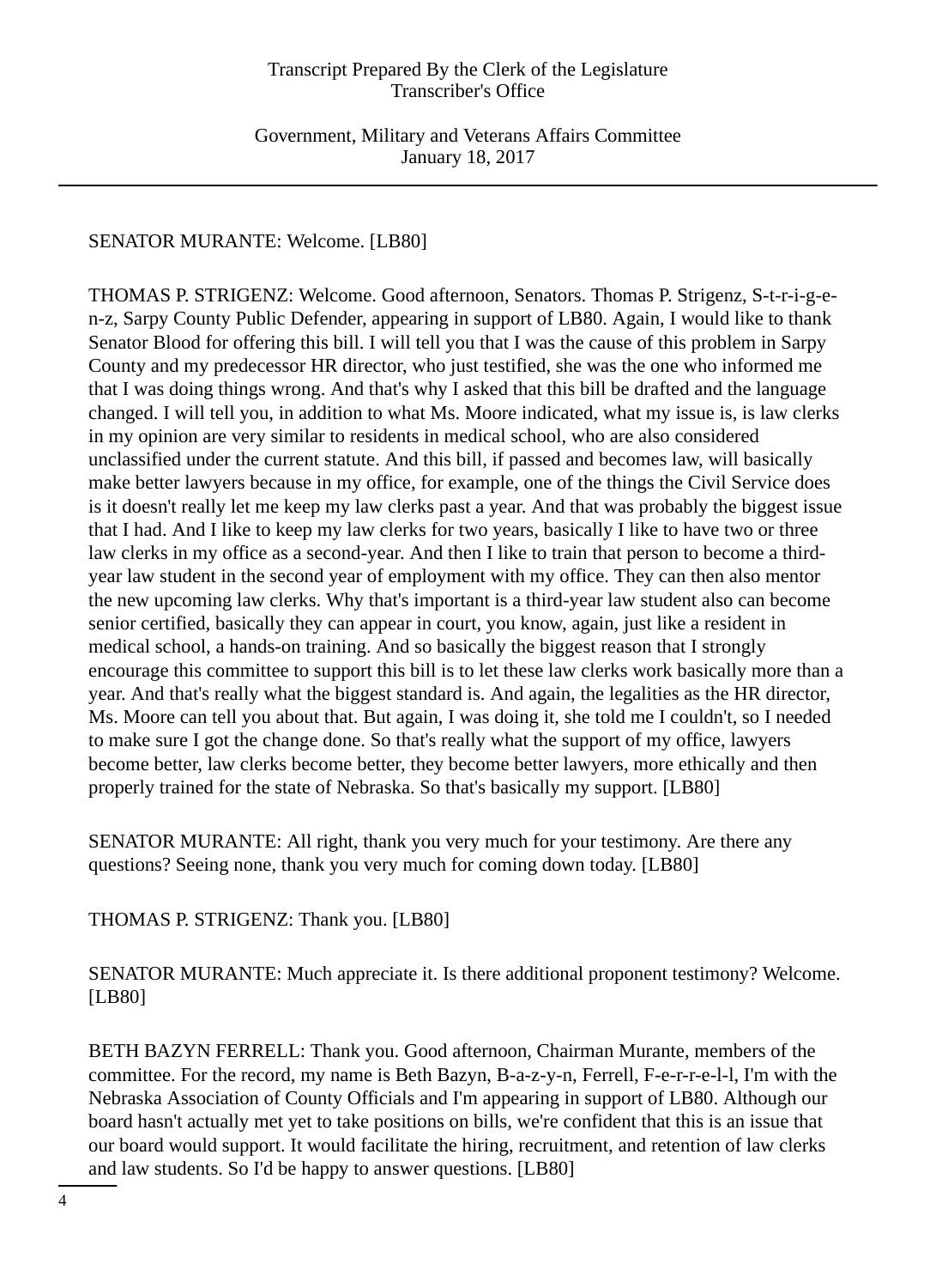SENATOR MURANTE: Welcome. [LB80]

THOMAS P. STRIGENZ: Welcome. Good afternoon, Senators. Thomas P. Strigenz, S-t-r-i-g-e-n-z, Sarpy County Public Defender, appearing in support of LB80. Again, I would like to thank Senator Blood for offering this bill. I will tell you that I was the cause of this problem in Sarpy County and my predecessor HR director, who just testified, she was the one who informed me that I was doing things wrong. And that's why I asked that this bill be drafted and the language changed. I will tell you, in addition to what Ms. Moore indicated, what my issue is, is law clerks in my opinion are very similar to residents in medical school, who are also considered unclassified under the current statute. And this bill, if passed and becomes law, will basically make better lawyers because in my office, for example, one of the things the Civil Service does is it doesn't really let me keep my law clerks past a year. And that was probably the biggest issue that I had. And I like to keep my law clerks for two years, basically I like to have two or three law clerks in my office as a second-year. And then I like to train that person to become a third-year law student in the second year of employment with my office. They can then also mentor the new upcoming law clerks. Why that's important is a third-year law student also can become senior certified, basically they can appear in court, you know, again, just like a resident in medical school, a hands-on training. And so basically the biggest reason that I strongly encourage this committee to support this bill is to let these law clerks work basically more than a year. And that's really what the biggest standard is. And again, the legalities as the HR director, Ms. Moore can tell you about that. But again, I was doing it, she told me I couldn't, so I needed to make sure I got the change done. So that's really what the support of my office, lawyers become better, law clerks become better, they become better lawyers, more ethically and then properly trained for the state of Nebraska. So that's basically my support. [LB80]

SENATOR MURANTE: All right, thank you very much for your testimony. Are there any questions? Seeing none, thank you very much for coming down today. [LB80]

THOMAS P. STRIGENZ: Thank you. [LB80]

SENATOR MURANTE: Much appreciate it. Is there additional proponent testimony? Welcome. [LB80]

BETH BAZYN FERRELL: Thank you. Good afternoon, Chairman Murante, members of the committee. For the record, my name is Beth Bazyn, B-a-z-y-n, Ferrell, F-e-r-r-e-l-l, I'm with the Nebraska Association of County Officials and I'm appearing in support of LB80. Although our board hasn't actually met yet to take positions on bills, we're confident that this is an issue that our board would support. It would facilitate the hiring, recruitment, and retention of law clerks and law students. So I'd be happy to answer questions. [LB80]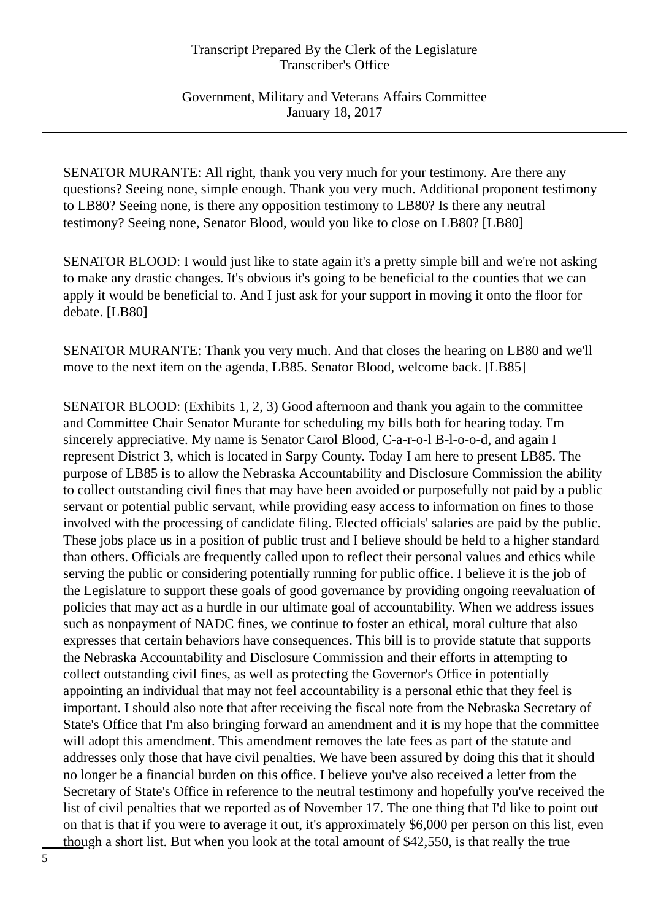SENATOR MURANTE: All right, thank you very much for your testimony. Are there any questions? Seeing none, simple enough. Thank you very much. Additional proponent testimony to LB80? Seeing none, is there any opposition testimony to LB80? Is there any neutral testimony? Seeing none, Senator Blood, would you like to close on LB80? [LB80]

SENATOR BLOOD: I would just like to state again it's a pretty simple bill and we're not asking to make any drastic changes. It's obvious it's going to be beneficial to the counties that we can apply it would be beneficial to. And I just ask for your support in moving it onto the floor for debate. [LB80]

SENATOR MURANTE: Thank you very much. And that closes the hearing on LB80 and we'll move to the next item on the agenda, LB85. Senator Blood, welcome back. [LB85]

SENATOR BLOOD: (Exhibits 1, 2, 3) Good afternoon and thank you again to the committee and Committee Chair Senator Murante for scheduling my bills both for hearing today. I'm sincerely appreciative. My name is Senator Carol Blood, C-a-r-o-l B-l-o-o-d, and again I represent District 3, which is located in Sarpy County. Today I am here to present LB85. The purpose of LB85 is to allow the Nebraska Accountability and Disclosure Commission the ability to collect outstanding civil fines that may have been avoided or purposefully not paid by a public servant or potential public servant, while providing easy access to information on fines to those involved with the processing of candidate filing. Elected officials' salaries are paid by the public. These jobs place us in a position of public trust and I believe should be held to a higher standard than others. Officials are frequently called upon to reflect their personal values and ethics while serving the public or considering potentially running for public office. I believe it is the job of the Legislature to support these goals of good governance by providing ongoing reevaluation of policies that may act as a hurdle in our ultimate goal of accountability. When we address issues such as nonpayment of NADC fines, we continue to foster an ethical, moral culture that also expresses that certain behaviors have consequences. This bill is to provide statute that supports the Nebraska Accountability and Disclosure Commission and their efforts in attempting to collect outstanding civil fines, as well as protecting the Governor's Office in potentially appointing an individual that may not feel accountability is a personal ethic that they feel is important. I should also note that after receiving the fiscal note from the Nebraska Secretary of State's Office that I'm also bringing forward an amendment and it is my hope that the committee will adopt this amendment. This amendment removes the late fees as part of the statute and addresses only those that have civil penalties. We have been assured by doing this that it should no longer be a financial burden on this office. I believe you've also received a letter from the Secretary of State's Office in reference to the neutral testimony and hopefully you've received the list of civil penalties that we reported as of November 17. The one thing that I'd like to point out on that is that if you were to average it out, it's approximately $6,000 per person on this list, even though a short list. But when you look at the total amount of $42,550, is that really the true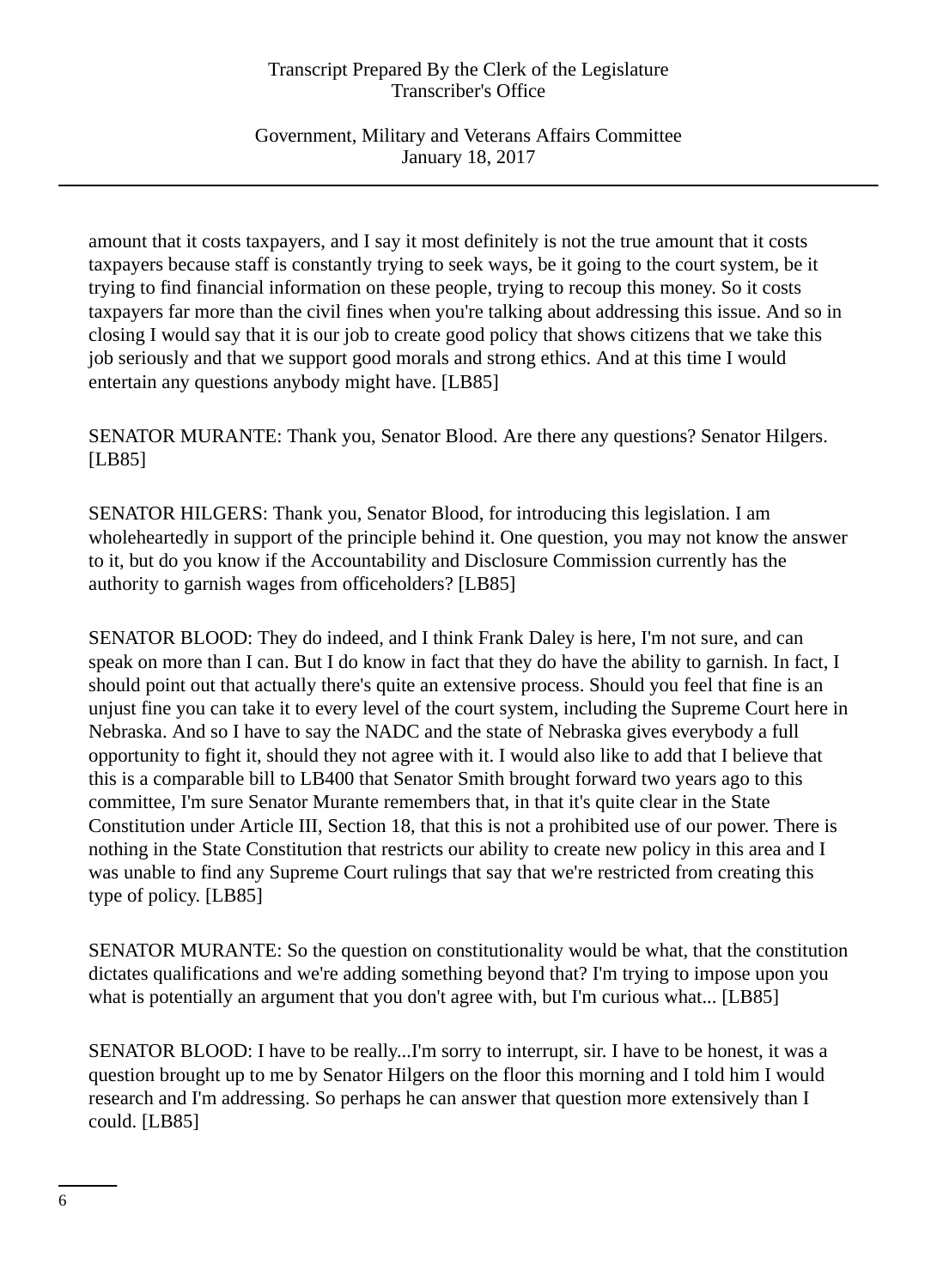amount that it costs taxpayers, and I say it most definitely is not the true amount that it costs taxpayers because staff is constantly trying to seek ways, be it going to the court system, be it trying to find financial information on these people, trying to recoup this money. So it costs taxpayers far more than the civil fines when you're talking about addressing this issue. And so in closing I would say that it is our job to create good policy that shows citizens that we take this job seriously and that we support good morals and strong ethics. And at this time I would entertain any questions anybody might have. [LB85]

SENATOR MURANTE: Thank you, Senator Blood. Are there any questions? Senator Hilgers. [LB85]

SENATOR HILGERS: Thank you, Senator Blood, for introducing this legislation. I am wholeheartedly in support of the principle behind it. One question, you may not know the answer to it, but do you know if the Accountability and Disclosure Commission currently has the authority to garnish wages from officeholders? [LB85]

SENATOR BLOOD: They do indeed, and I think Frank Daley is here, I'm not sure, and can speak on more than I can. But I do know in fact that they do have the ability to garnish. In fact, I should point out that actually there's quite an extensive process. Should you feel that fine is an unjust fine you can take it to every level of the court system, including the Supreme Court here in Nebraska. And so I have to say the NADC and the state of Nebraska gives everybody a full opportunity to fight it, should they not agree with it. I would also like to add that I believe that this is a comparable bill to LB400 that Senator Smith brought forward two years ago to this committee, I'm sure Senator Murante remembers that, in that it's quite clear in the State Constitution under Article III, Section 18, that this is not a prohibited use of our power. There is nothing in the State Constitution that restricts our ability to create new policy in this area and I was unable to find any Supreme Court rulings that say that we're restricted from creating this type of policy. [LB85]

SENATOR MURANTE: So the question on constitutionality would be what, that the constitution dictates qualifications and we're adding something beyond that? I'm trying to impose upon you what is potentially an argument that you don't agree with, but I'm curious what... [LB85]

SENATOR BLOOD: I have to be really...I'm sorry to interrupt, sir. I have to be honest, it was a question brought up to me by Senator Hilgers on the floor this morning and I told him I would research and I'm addressing. So perhaps he can answer that question more extensively than I could. [LB85]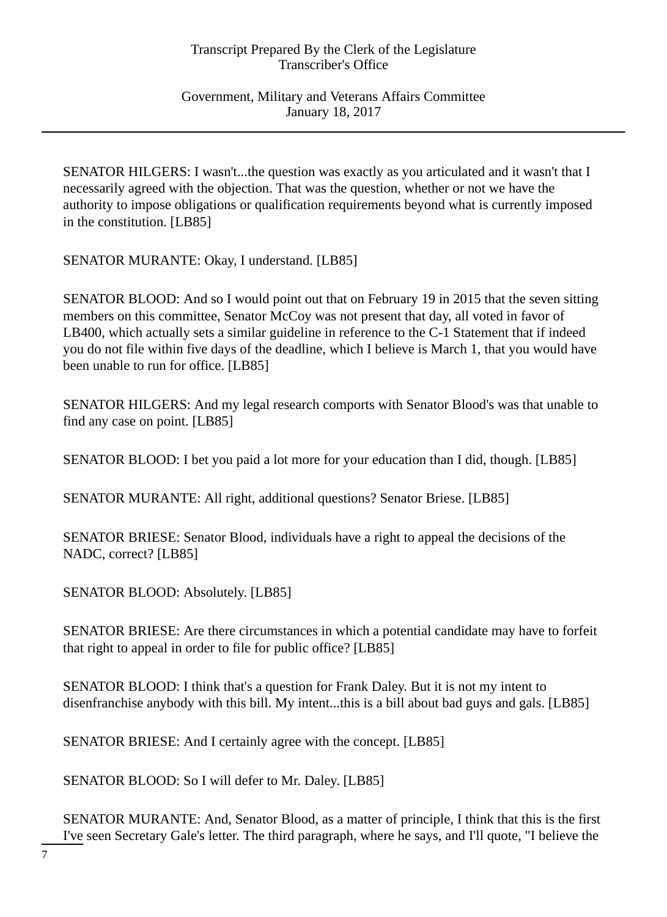SENATOR HILGERS: I wasn't...the question was exactly as you articulated and it wasn't that I necessarily agreed with the objection. That was the question, whether or not we have the authority to impose obligations or qualification requirements beyond what is currently imposed in the constitution. [LB85]

SENATOR MURANTE: Okay, I understand. [LB85]

SENATOR BLOOD: And so I would point out that on February 19 in 2015 that the seven sitting members on this committee, Senator McCoy was not present that day, all voted in favor of LB400, which actually sets a similar guideline in reference to the C-1 Statement that if indeed you do not file within five days of the deadline, which I believe is March 1, that you would have been unable to run for office. [LB85]

SENATOR HILGERS: And my legal research comports with Senator Blood's was that unable to find any case on point. [LB85]

SENATOR BLOOD: I bet you paid a lot more for your education than I did, though. [LB85]

SENATOR MURANTE: All right, additional questions? Senator Briese. [LB85]

SENATOR BRIESE: Senator Blood, individuals have a right to appeal the decisions of the NADC, correct? [LB85]

SENATOR BLOOD: Absolutely. [LB85]

SENATOR BRIESE: Are there circumstances in which a potential candidate may have to forfeit that right to appeal in order to file for public office? [LB85]

SENATOR BLOOD: I think that's a question for Frank Daley. But it is not my intent to disenfranchise anybody with this bill. My intent...this is a bill about bad guys and gals. [LB85]

SENATOR BRIESE: And I certainly agree with the concept. [LB85]

SENATOR BLOOD: So I will defer to Mr. Daley. [LB85]

SENATOR MURANTE: And, Senator Blood, as a matter of principle, I think that this is the first I've seen Secretary Gale's letter. The third paragraph, where he says, and I'll quote, "I believe the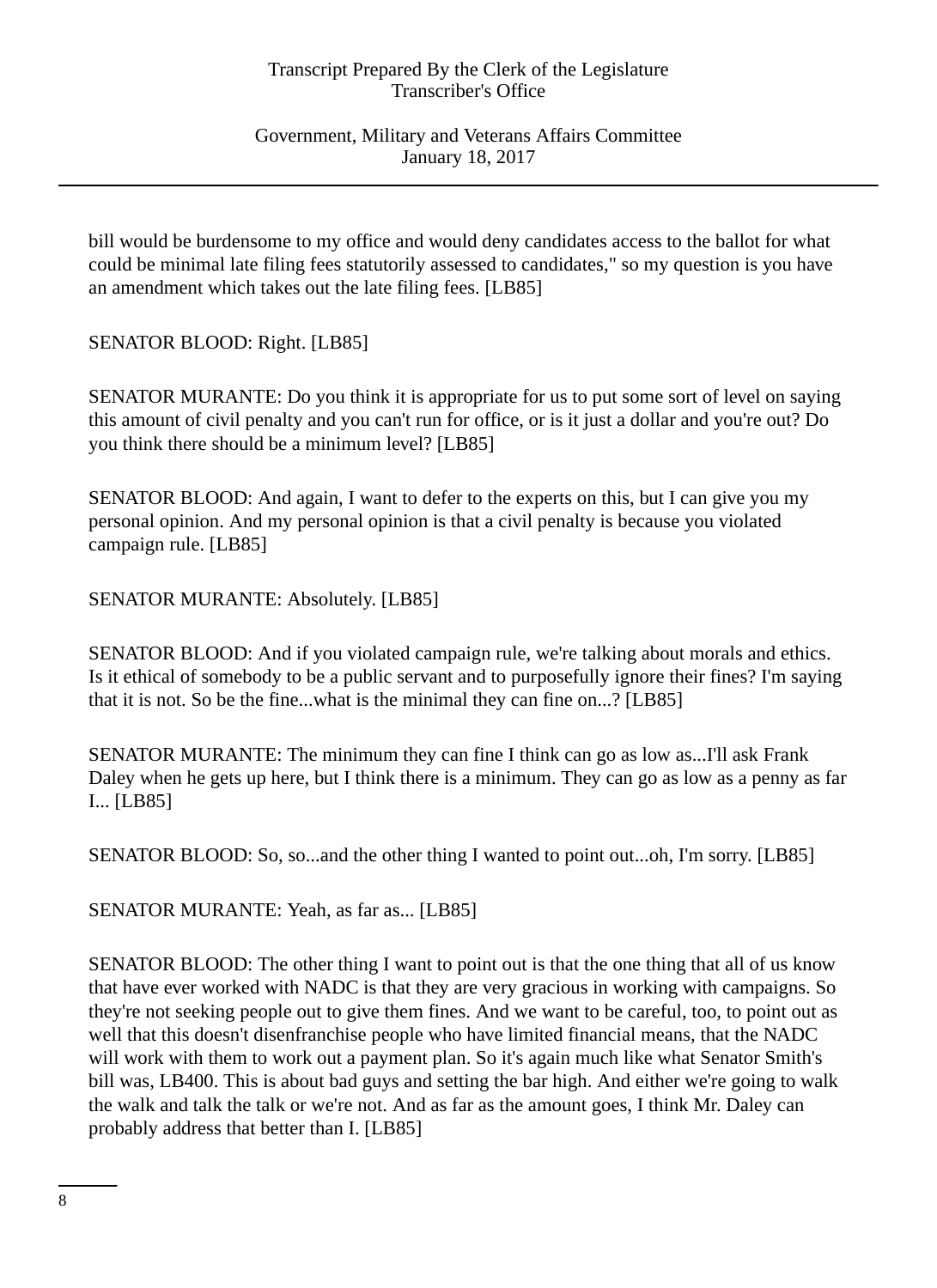bill would be burdensome to my office and would deny candidates access to the ballot for what could be minimal late filing fees statutorily assessed to candidates," so my question is you have an amendment which takes out the late filing fees. [LB85]

SENATOR BLOOD: Right. [LB85]

SENATOR MURANTE: Do you think it is appropriate for us to put some sort of level on saying this amount of civil penalty and you can't run for office, or is it just a dollar and you're out? Do you think there should be a minimum level? [LB85]

SENATOR BLOOD: And again, I want to defer to the experts on this, but I can give you my personal opinion. And my personal opinion is that a civil penalty is because you violated campaign rule. [LB85]

SENATOR MURANTE: Absolutely. [LB85]

SENATOR BLOOD: And if you violated campaign rule, we're talking about morals and ethics. Is it ethical of somebody to be a public servant and to purposefully ignore their fines? I'm saying that it is not. So be the fine...what is the minimal they can fine on...? [LB85]

SENATOR MURANTE: The minimum they can fine I think can go as low as...I'll ask Frank Daley when he gets up here, but I think there is a minimum. They can go as low as a penny as far I... [LB85]

SENATOR BLOOD: So, so...and the other thing I wanted to point out...oh, I'm sorry. [LB85]

SENATOR MURANTE: Yeah, as far as... [LB85]

SENATOR BLOOD: The other thing I want to point out is that the one thing that all of us know that have ever worked with NADC is that they are very gracious in working with campaigns. So they're not seeking people out to give them fines. And we want to be careful, too, to point out as well that this doesn't disenfranchise people who have limited financial means, that the NADC will work with them to work out a payment plan. So it's again much like what Senator Smith's bill was, LB400. This is about bad guys and setting the bar high. And either we're going to walk the walk and talk the talk or we're not. And as far as the amount goes, I think Mr. Daley can probably address that better than I. [LB85]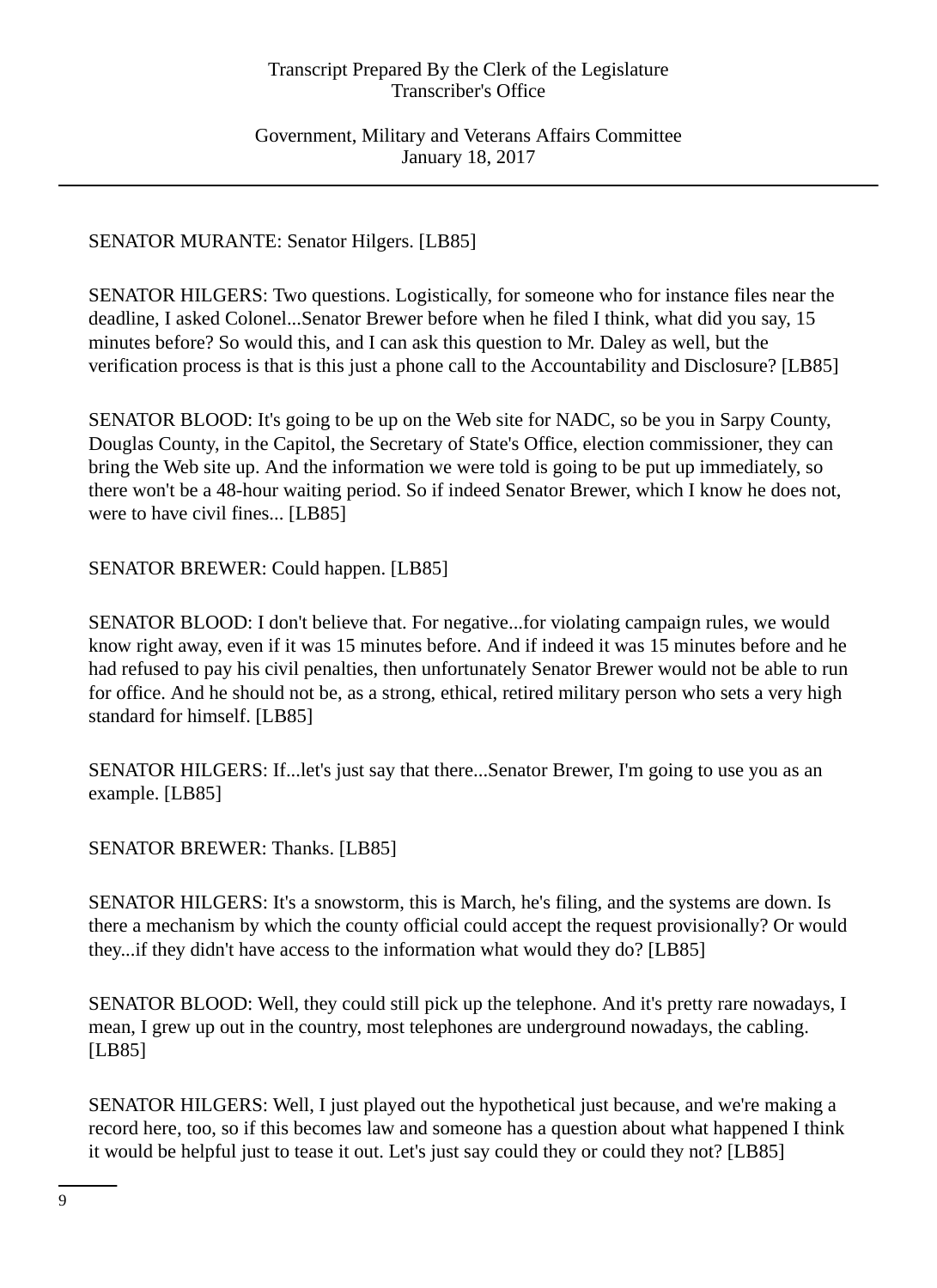SENATOR MURANTE: Senator Hilgers. [LB85]

SENATOR HILGERS: Two questions. Logistically, for someone who for instance files near the deadline, I asked Colonel...Senator Brewer before when he filed I think, what did you say, 15 minutes before? So would this, and I can ask this question to Mr. Daley as well, but the verification process is that is this just a phone call to the Accountability and Disclosure? [LB85]

SENATOR BLOOD: It's going to be up on the Web site for NADC, so be you in Sarpy County, Douglas County, in the Capitol, the Secretary of State's Office, election commissioner, they can bring the Web site up. And the information we were told is going to be put up immediately, so there won't be a 48-hour waiting period. So if indeed Senator Brewer, which I know he does not, were to have civil fines... [LB85]

SENATOR BREWER: Could happen. [LB85]

SENATOR BLOOD: I don't believe that. For negative...for violating campaign rules, we would know right away, even if it was 15 minutes before. And if indeed it was 15 minutes before and he had refused to pay his civil penalties, then unfortunately Senator Brewer would not be able to run for office. And he should not be, as a strong, ethical, retired military person who sets a very high standard for himself. [LB85]

SENATOR HILGERS: If...let's just say that there...Senator Brewer, I'm going to use you as an example. [LB85]

SENATOR BREWER: Thanks. [LB85]

SENATOR HILGERS: It's a snowstorm, this is March, he's filing, and the systems are down. Is there a mechanism by which the county official could accept the request provisionally? Or would they...if they didn't have access to the information what would they do? [LB85]

SENATOR BLOOD: Well, they could still pick up the telephone. And it's pretty rare nowadays, I mean, I grew up out in the country, most telephones are underground nowadays, the cabling. [LB85]

SENATOR HILGERS: Well, I just played out the hypothetical just because, and we're making a record here, too, so if this becomes law and someone has a question about what happened I think it would be helpful just to tease it out. Let's just say could they or could they not? [LB85]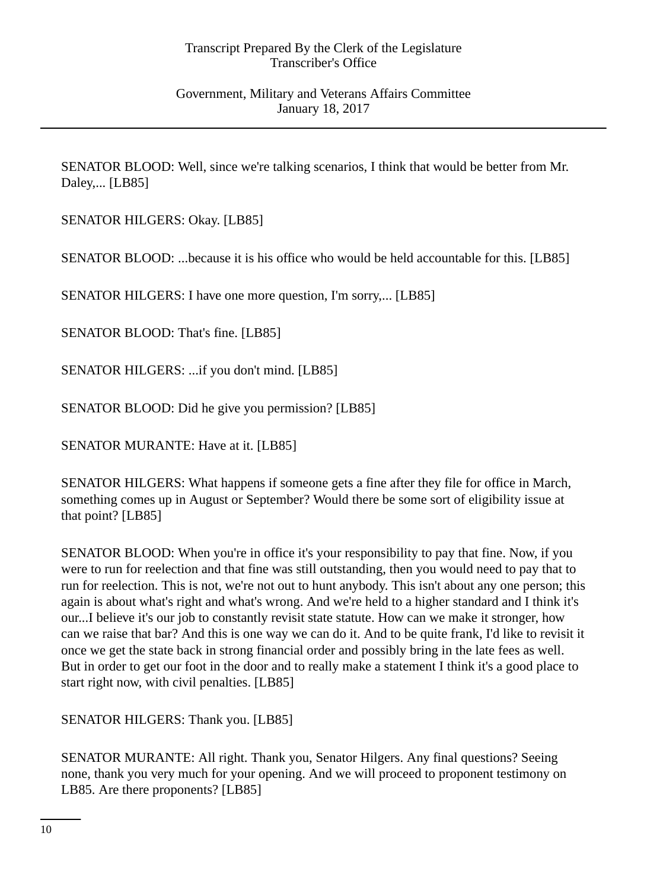SENATOR BLOOD: Well, since we're talking scenarios, I think that would be better from Mr. Daley,... [LB85]

SENATOR HILGERS: Okay. [LB85]

SENATOR BLOOD: ...because it is his office who would be held accountable for this. [LB85]

SENATOR HILGERS: I have one more question, I'm sorry,... [LB85]

SENATOR BLOOD: That's fine. [LB85]

SENATOR HILGERS: ...if you don't mind. [LB85]

SENATOR BLOOD: Did he give you permission? [LB85]

SENATOR MURANTE: Have at it. [LB85]

SENATOR HILGERS: What happens if someone gets a fine after they file for office in March, something comes up in August or September? Would there be some sort of eligibility issue at that point? [LB85]

SENATOR BLOOD: When you're in office it's your responsibility to pay that fine. Now, if you were to run for reelection and that fine was still outstanding, then you would need to pay that to run for reelection. This is not, we're not out to hunt anybody. This isn't about any one person; this again is about what's right and what's wrong. And we're held to a higher standard and I think it's our...I believe it's our job to constantly revisit state statute. How can we make it stronger, how can we raise that bar? And this is one way we can do it. And to be quite frank, I'd like to revisit it once we get the state back in strong financial order and possibly bring in the late fees as well. But in order to get our foot in the door and to really make a statement I think it's a good place to start right now, with civil penalties. [LB85]

SENATOR HILGERS: Thank you. [LB85]

SENATOR MURANTE: All right. Thank you, Senator Hilgers. Any final questions? Seeing none, thank you very much for your opening. And we will proceed to proponent testimony on LB85. Are there proponents? [LB85]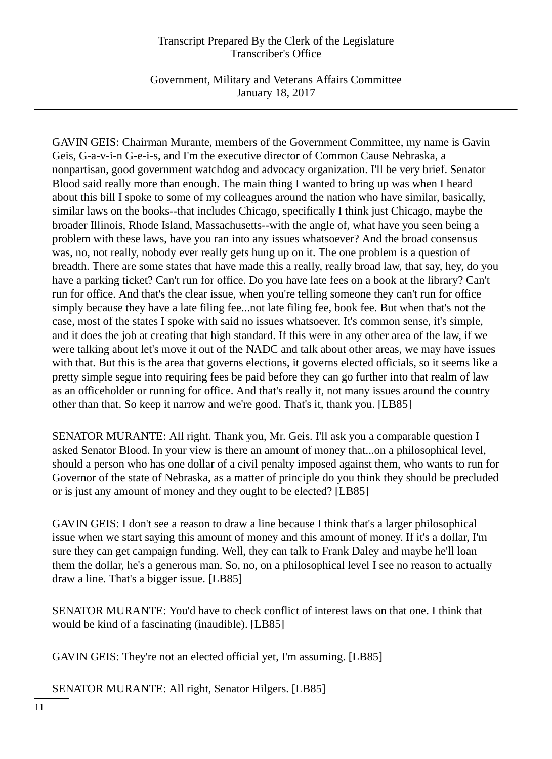GAVIN GEIS: Chairman Murante, members of the Government Committee, my name is Gavin Geis, G-a-v-i-n G-e-i-s, and I'm the executive director of Common Cause Nebraska, a nonpartisan, good government watchdog and advocacy organization. I'll be very brief. Senator Blood said really more than enough. The main thing I wanted to bring up was when I heard about this bill I spoke to some of my colleagues around the nation who have similar, basically, similar laws on the books--that includes Chicago, specifically I think just Chicago, maybe the broader Illinois, Rhode Island, Massachusetts--with the angle of, what have you seen being a problem with these laws, have you ran into any issues whatsoever? And the broad consensus was, no, not really, nobody ever really gets hung up on it. The one problem is a question of breadth. There are some states that have made this a really, really broad law, that say, hey, do you have a parking ticket? Can't run for office. Do you have late fees on a book at the library? Can't run for office. And that's the clear issue, when you're telling someone they can't run for office simply because they have a late filing fee...not late filing fee, book fee. But when that's not the case, most of the states I spoke with said no issues whatsoever. It's common sense, it's simple, and it does the job at creating that high standard. If this were in any other area of the law, if we were talking about let's move it out of the NADC and talk about other areas, we may have issues with that. But this is the area that governs elections, it governs elected officials, so it seems like a pretty simple segue into requiring fees be paid before they can go further into that realm of law as an officeholder or running for office. And that's really it, not many issues around the country other than that. So keep it narrow and we're good. That's it, thank you. [LB85]

SENATOR MURANTE: All right. Thank you, Mr. Geis. I'll ask you a comparable question I asked Senator Blood. In your view is there an amount of money that...on a philosophical level, should a person who has one dollar of a civil penalty imposed against them, who wants to run for Governor of the state of Nebraska, as a matter of principle do you think they should be precluded or is just any amount of money and they ought to be elected? [LB85]

GAVIN GEIS: I don't see a reason to draw a line because I think that's a larger philosophical issue when we start saying this amount of money and this amount of money. If it's a dollar, I'm sure they can get campaign funding. Well, they can talk to Frank Daley and maybe he'll loan them the dollar, he's a generous man. So, no, on a philosophical level I see no reason to actually draw a line. That's a bigger issue. [LB85]

SENATOR MURANTE: You'd have to check conflict of interest laws on that one. I think that would be kind of a fascinating (inaudible). [LB85]

GAVIN GEIS: They're not an elected official yet, I'm assuming. [LB85]

SENATOR MURANTE: All right, Senator Hilgers. [LB85]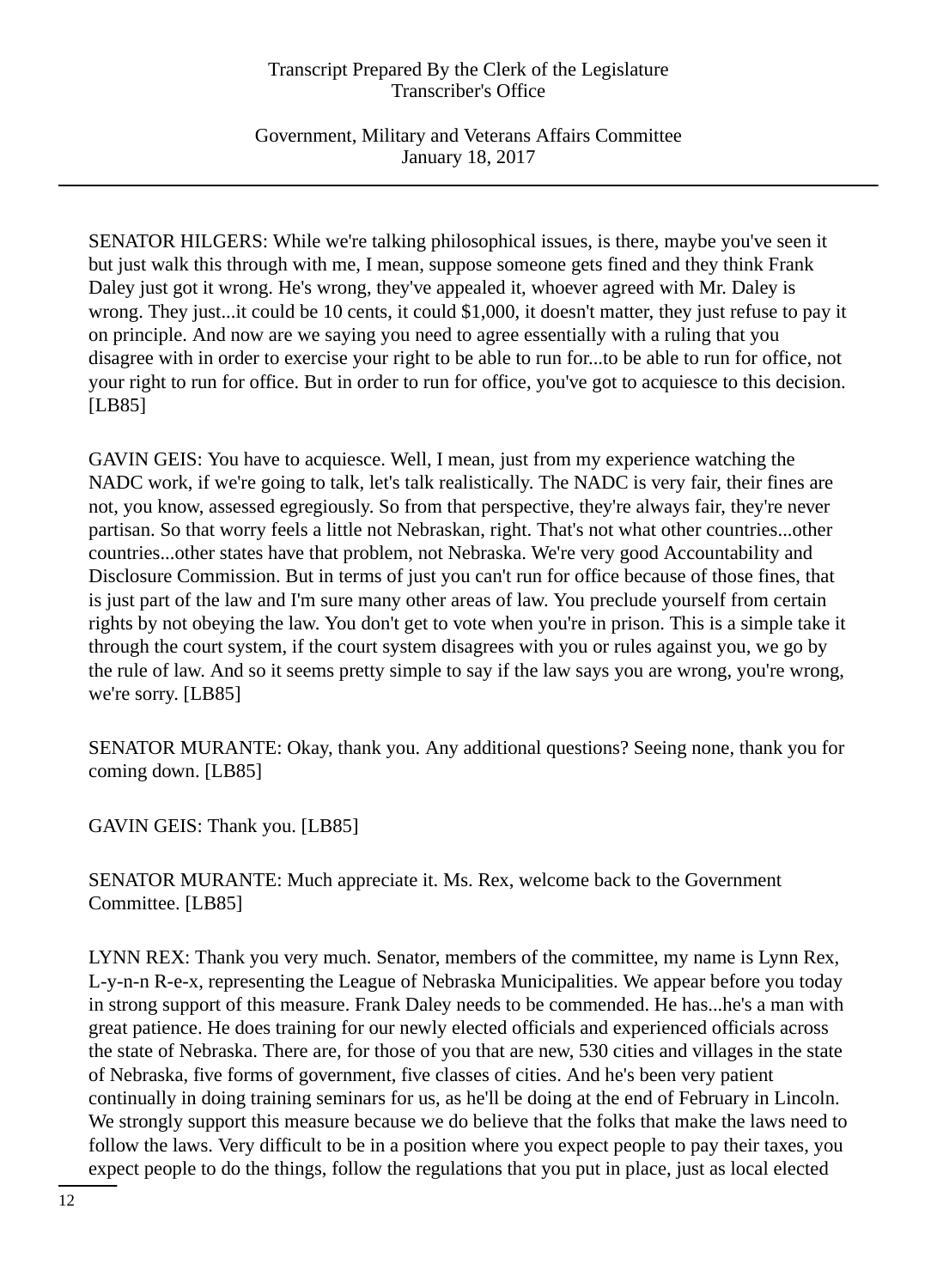SENATOR HILGERS: While we're talking philosophical issues, is there, maybe you've seen it but just walk this through with me, I mean, suppose someone gets fined and they think Frank Daley just got it wrong. He's wrong, they've appealed it, whoever agreed with Mr. Daley is wrong. They just...it could be 10 cents, it could $1,000, it doesn't matter, they just refuse to pay it on principle. And now are we saying you need to agree essentially with a ruling that you disagree with in order to exercise your right to be able to run for...to be able to run for office, not your right to run for office. But in order to run for office, you've got to acquiesce to this decision. [LB85]

GAVIN GEIS: You have to acquiesce. Well, I mean, just from my experience watching the NADC work, if we're going to talk, let's talk realistically. The NADC is very fair, their fines are not, you know, assessed egregiously. So from that perspective, they're always fair, they're never partisan. So that worry feels a little not Nebraskan, right. That's not what other countries...other countries...other states have that problem, not Nebraska. We're very good Accountability and Disclosure Commission. But in terms of just you can't run for office because of those fines, that is just part of the law and I'm sure many other areas of law. You preclude yourself from certain rights by not obeying the law. You don't get to vote when you're in prison. This is a simple take it through the court system, if the court system disagrees with you or rules against you, we go by the rule of law. And so it seems pretty simple to say if the law says you are wrong, you're wrong, we're sorry. [LB85]

SENATOR MURANTE: Okay, thank you. Any additional questions? Seeing none, thank you for coming down. [LB85]

GAVIN GEIS: Thank you. [LB85]

SENATOR MURANTE: Much appreciate it. Ms. Rex, welcome back to the Government Committee. [LB85]

LYNN REX: Thank you very much. Senator, members of the committee, my name is Lynn Rex, L-y-n-n R-e-x, representing the League of Nebraska Municipalities. We appear before you today in strong support of this measure. Frank Daley needs to be commended. He has...he's a man with great patience. He does training for our newly elected officials and experienced officials across the state of Nebraska. There are, for those of you that are new, 530 cities and villages in the state of Nebraska, five forms of government, five classes of cities. And he's been very patient continually in doing training seminars for us, as he'll be doing at the end of February in Lincoln. We strongly support this measure because we do believe that the folks that make the laws need to follow the laws. Very difficult to be in a position where you expect people to pay their taxes, you expect people to do the things, follow the regulations that you put in place, just as local elected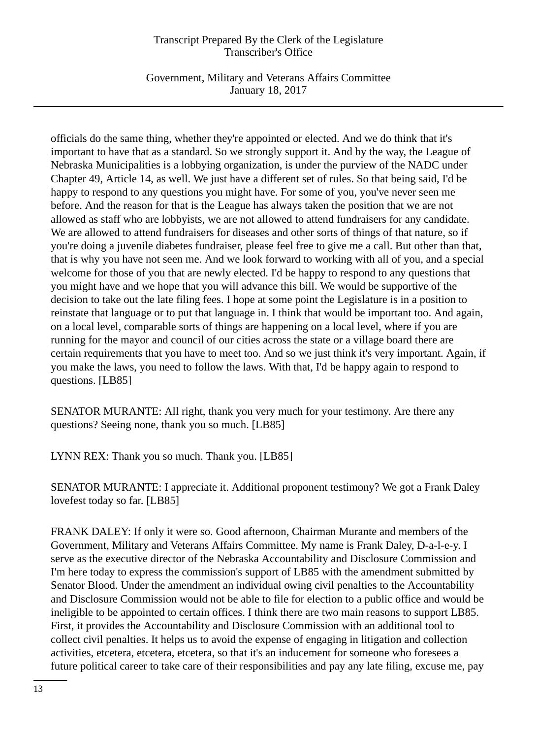officials do the same thing, whether they're appointed or elected. And we do think that it's important to have that as a standard. So we strongly support it. And by the way, the League of Nebraska Municipalities is a lobbying organization, is under the purview of the NADC under Chapter 49, Article 14, as well. We just have a different set of rules. So that being said, I'd be happy to respond to any questions you might have. For some of you, you've never seen me before. And the reason for that is the League has always taken the position that we are not allowed as staff who are lobbyists, we are not allowed to attend fundraisers for any candidate. We are allowed to attend fundraisers for diseases and other sorts of things of that nature, so if you're doing a juvenile diabetes fundraiser, please feel free to give me a call. But other than that, that is why you have not seen me. And we look forward to working with all of you, and a special welcome for those of you that are newly elected. I'd be happy to respond to any questions that you might have and we hope that you will advance this bill. We would be supportive of the decision to take out the late filing fees. I hope at some point the Legislature is in a position to reinstate that language or to put that language in. I think that would be important too. And again, on a local level, comparable sorts of things are happening on a local level, where if you are running for the mayor and council of our cities across the state or a village board there are certain requirements that you have to meet too. And so we just think it's very important. Again, if you make the laws, you need to follow the laws. With that, I'd be happy again to respond to questions. [LB85]

SENATOR MURANTE: All right, thank you very much for your testimony. Are there any questions? Seeing none, thank you so much. [LB85]

LYNN REX: Thank you so much. Thank you. [LB85]

SENATOR MURANTE: I appreciate it. Additional proponent testimony? We got a Frank Daley lovefest today so far. [LB85]

FRANK DALEY: If only it were so. Good afternoon, Chairman Murante and members of the Government, Military and Veterans Affairs Committee. My name is Frank Daley, D-a-l-e-y. I serve as the executive director of the Nebraska Accountability and Disclosure Commission and I'm here today to express the commission's support of LB85 with the amendment submitted by Senator Blood. Under the amendment an individual owing civil penalties to the Accountability and Disclosure Commission would not be able to file for election to a public office and would be ineligible to be appointed to certain offices. I think there are two main reasons to support LB85. First, it provides the Accountability and Disclosure Commission with an additional tool to collect civil penalties. It helps us to avoid the expense of engaging in litigation and collection activities, etcetera, etcetera, etcetera, so that it's an inducement for someone who foresees a future political career to take care of their responsibilities and pay any late filing, excuse me, pay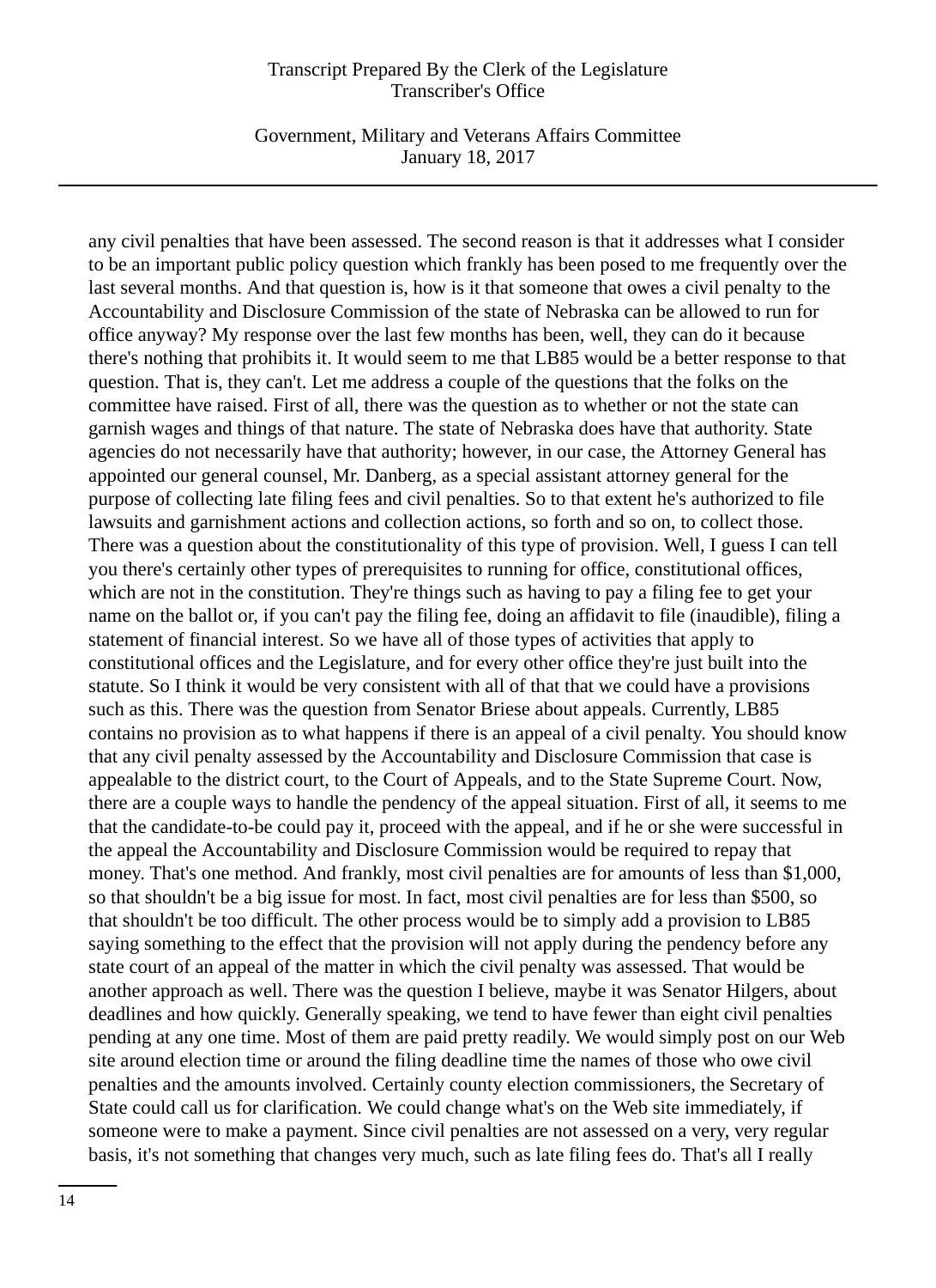any civil penalties that have been assessed. The second reason is that it addresses what I consider to be an important public policy question which frankly has been posed to me frequently over the last several months. And that question is, how is it that someone that owes a civil penalty to the Accountability and Disclosure Commission of the state of Nebraska can be allowed to run for office anyway? My response over the last few months has been, well, they can do it because there's nothing that prohibits it. It would seem to me that LB85 would be a better response to that question. That is, they can't. Let me address a couple of the questions that the folks on the committee have raised. First of all, there was the question as to whether or not the state can garnish wages and things of that nature. The state of Nebraska does have that authority. State agencies do not necessarily have that authority; however, in our case, the Attorney General has appointed our general counsel, Mr. Danberg, as a special assistant attorney general for the purpose of collecting late filing fees and civil penalties. So to that extent he's authorized to file lawsuits and garnishment actions and collection actions, so forth and so on, to collect those. There was a question about the constitutionality of this type of provision. Well, I guess I can tell you there's certainly other types of prerequisites to running for office, constitutional offices, which are not in the constitution. They're things such as having to pay a filing fee to get your name on the ballot or, if you can't pay the filing fee, doing an affidavit to file (inaudible), filing a statement of financial interest. So we have all of those types of activities that apply to constitutional offices and the Legislature, and for every other office they're just built into the statute. So I think it would be very consistent with all of that that we could have a provisions such as this. There was the question from Senator Briese about appeals. Currently, LB85 contains no provision as to what happens if there is an appeal of a civil penalty. You should know that any civil penalty assessed by the Accountability and Disclosure Commission that case is appealable to the district court, to the Court of Appeals, and to the State Supreme Court. Now, there are a couple ways to handle the pendency of the appeal situation. First of all, it seems to me that the candidate-to-be could pay it, proceed with the appeal, and if he or she were successful in the appeal the Accountability and Disclosure Commission would be required to repay that money. That's one method. And frankly, most civil penalties are for amounts of less than $1,000, so that shouldn't be a big issue for most. In fact, most civil penalties are for less than $500, so that shouldn't be too difficult. The other process would be to simply add a provision to LB85 saying something to the effect that the provision will not apply during the pendency before any state court of an appeal of the matter in which the civil penalty was assessed. That would be another approach as well. There was the question I believe, maybe it was Senator Hilgers, about deadlines and how quickly. Generally speaking, we tend to have fewer than eight civil penalties pending at any one time. Most of them are paid pretty readily. We would simply post on our Web site around election time or around the filing deadline time the names of those who owe civil penalties and the amounts involved. Certainly county election commissioners, the Secretary of State could call us for clarification. We could change what's on the Web site immediately, if someone were to make a payment. Since civil penalties are not assessed on a very, very regular basis, it's not something that changes very much, such as late filing fees do. That's all I really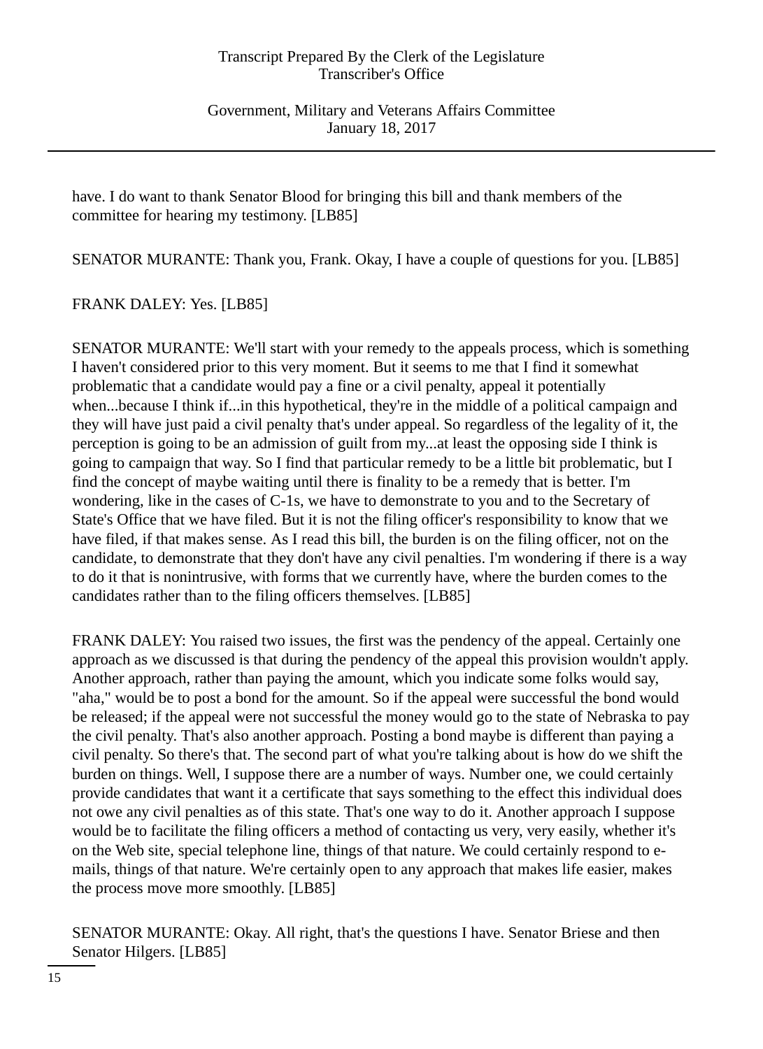have. I do want to thank Senator Blood for bringing this bill and thank members of the committee for hearing my testimony. [LB85]

SENATOR MURANTE: Thank you, Frank. Okay, I have a couple of questions for you. [LB85]

FRANK DALEY: Yes. [LB85]

SENATOR MURANTE: We'll start with your remedy to the appeals process, which is something I haven't considered prior to this very moment. But it seems to me that I find it somewhat problematic that a candidate would pay a fine or a civil penalty, appeal it potentially when...because I think if...in this hypothetical, they're in the middle of a political campaign and they will have just paid a civil penalty that's under appeal. So regardless of the legality of it, the perception is going to be an admission of guilt from my...at least the opposing side I think is going to campaign that way. So I find that particular remedy to be a little bit problematic, but I find the concept of maybe waiting until there is finality to be a remedy that is better. I'm wondering, like in the cases of C-1s, we have to demonstrate to you and to the Secretary of State's Office that we have filed. But it is not the filing officer's responsibility to know that we have filed, if that makes sense. As I read this bill, the burden is on the filing officer, not on the candidate, to demonstrate that they don't have any civil penalties. I'm wondering if there is a way to do it that is nonintrusive, with forms that we currently have, where the burden comes to the candidates rather than to the filing officers themselves. [LB85]

FRANK DALEY: You raised two issues, the first was the pendency of the appeal. Certainly one approach as we discussed is that during the pendency of the appeal this provision wouldn't apply. Another approach, rather than paying the amount, which you indicate some folks would say, "aha," would be to post a bond for the amount. So if the appeal were successful the bond would be released; if the appeal were not successful the money would go to the state of Nebraska to pay the civil penalty. That's also another approach. Posting a bond maybe is different than paying a civil penalty. So there's that. The second part of what you're talking about is how do we shift the burden on things. Well, I suppose there are a number of ways. Number one, we could certainly provide candidates that want it a certificate that says something to the effect this individual does not owe any civil penalties as of this state. That's one way to do it. Another approach I suppose would be to facilitate the filing officers a method of contacting us very, very easily, whether it's on the Web site, special telephone line, things of that nature. We could certainly respond to e-mails, things of that nature. We're certainly open to any approach that makes life easier, makes the process move more smoothly. [LB85]

SENATOR MURANTE: Okay. All right, that's the questions I have. Senator Briese and then Senator Hilgers. [LB85]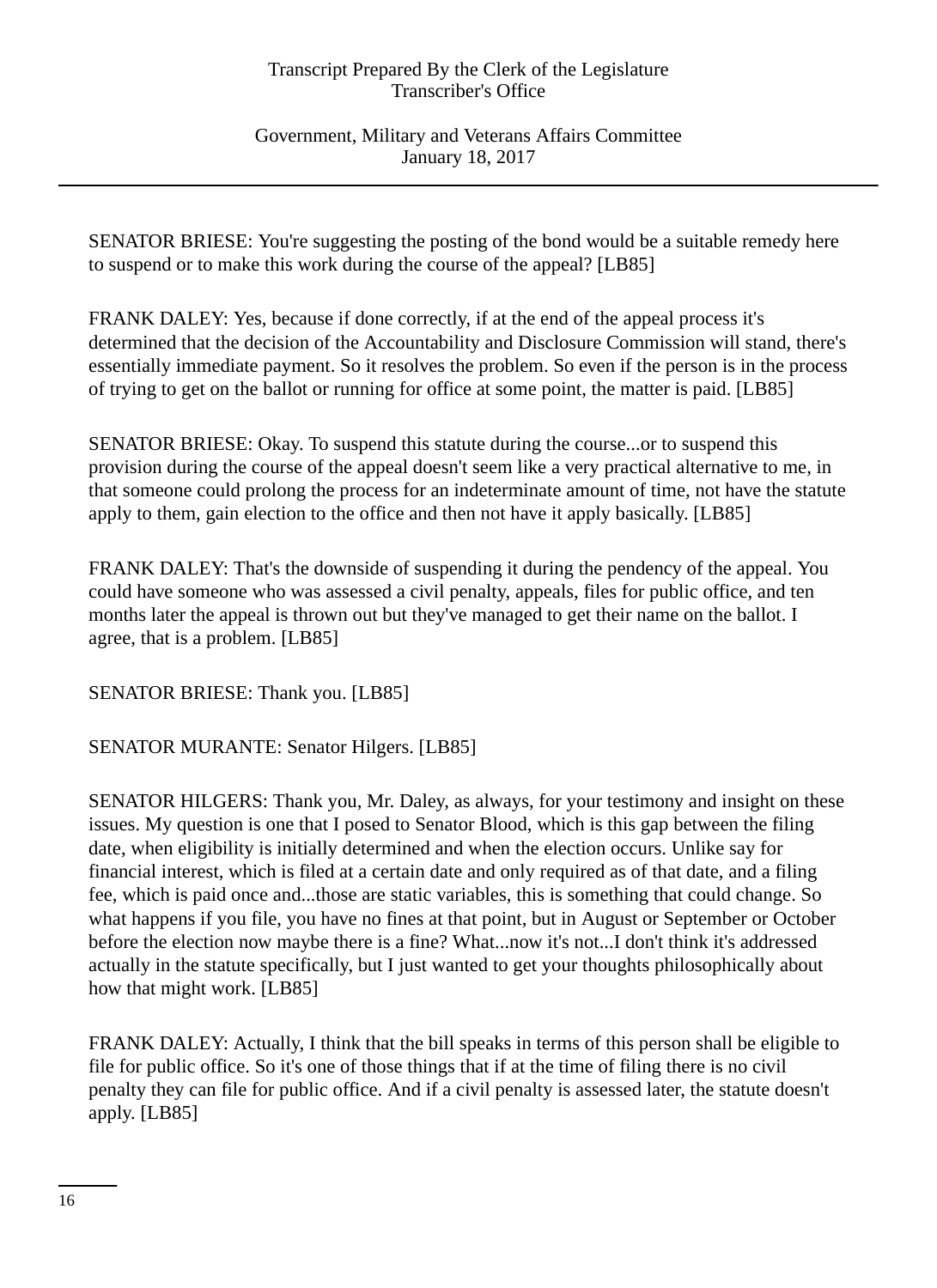SENATOR BRIESE: You're suggesting the posting of the bond would be a suitable remedy here to suspend or to make this work during the course of the appeal? [LB85]

FRANK DALEY: Yes, because if done correctly, if at the end of the appeal process it's determined that the decision of the Accountability and Disclosure Commission will stand, there's essentially immediate payment. So it resolves the problem. So even if the person is in the process of trying to get on the ballot or running for office at some point, the matter is paid. [LB85]

SENATOR BRIESE: Okay. To suspend this statute during the course...or to suspend this provision during the course of the appeal doesn't seem like a very practical alternative to me, in that someone could prolong the process for an indeterminate amount of time, not have the statute apply to them, gain election to the office and then not have it apply basically. [LB85]

FRANK DALEY: That's the downside of suspending it during the pendency of the appeal. You could have someone who was assessed a civil penalty, appeals, files for public office, and ten months later the appeal is thrown out but they've managed to get their name on the ballot. I agree, that is a problem. [LB85]

SENATOR BRIESE: Thank you. [LB85]

SENATOR MURANTE: Senator Hilgers. [LB85]

SENATOR HILGERS: Thank you, Mr. Daley, as always, for your testimony and insight on these issues. My question is one that I posed to Senator Blood, which is this gap between the filing date, when eligibility is initially determined and when the election occurs. Unlike say for financial interest, which is filed at a certain date and only required as of that date, and a filing fee, which is paid once and...those are static variables, this is something that could change. So what happens if you file, you have no fines at that point, but in August or September or October before the election now maybe there is a fine? What...now it's not...I don't think it's addressed actually in the statute specifically, but I just wanted to get your thoughts philosophically about how that might work. [LB85]

FRANK DALEY: Actually, I think that the bill speaks in terms of this person shall be eligible to file for public office. So it's one of those things that if at the time of filing there is no civil penalty they can file for public office. And if a civil penalty is assessed later, the statute doesn't apply. [LB85]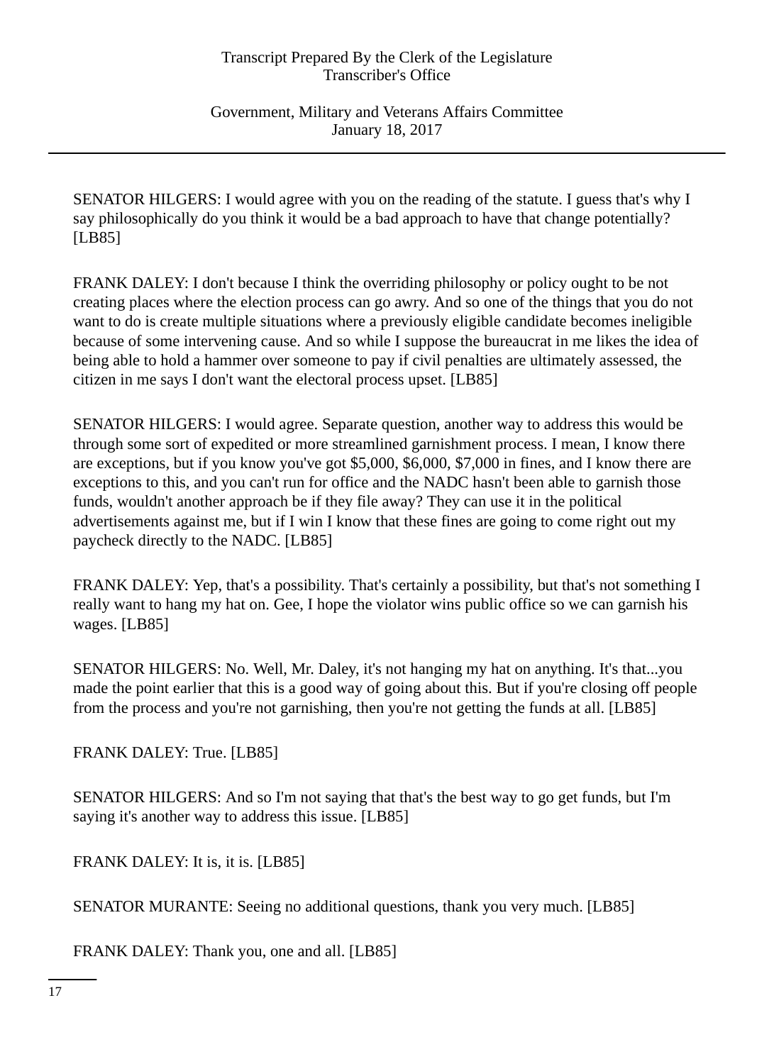SENATOR HILGERS: I would agree with you on the reading of the statute. I guess that's why I say philosophically do you think it would be a bad approach to have that change potentially? [LB85]

FRANK DALEY: I don't because I think the overriding philosophy or policy ought to be not creating places where the election process can go awry. And so one of the things that you do not want to do is create multiple situations where a previously eligible candidate becomes ineligible because of some intervening cause. And so while I suppose the bureaucrat in me likes the idea of being able to hold a hammer over someone to pay if civil penalties are ultimately assessed, the citizen in me says I don't want the electoral process upset. [LB85]

SENATOR HILGERS: I would agree. Separate question, another way to address this would be through some sort of expedited or more streamlined garnishment process. I mean, I know there are exceptions, but if you know you've got $5,000, $6,000, $7,000 in fines, and I know there are exceptions to this, and you can't run for office and the NADC hasn't been able to garnish those funds, wouldn't another approach be if they file away? They can use it in the political advertisements against me, but if I win I know that these fines are going to come right out my paycheck directly to the NADC. [LB85]

FRANK DALEY: Yep, that's a possibility. That's certainly a possibility, but that's not something I really want to hang my hat on. Gee, I hope the violator wins public office so we can garnish his wages. [LB85]

SENATOR HILGERS: No. Well, Mr. Daley, it's not hanging my hat on anything. It's that...you made the point earlier that this is a good way of going about this. But if you're closing off people from the process and you're not garnishing, then you're not getting the funds at all. [LB85]

FRANK DALEY: True. [LB85]

SENATOR HILGERS: And so I'm not saying that that's the best way to go get funds, but I'm saying it's another way to address this issue. [LB85]

FRANK DALEY: It is, it is. [LB85]

SENATOR MURANTE: Seeing no additional questions, thank you very much. [LB85]

FRANK DALEY: Thank you, one and all. [LB85]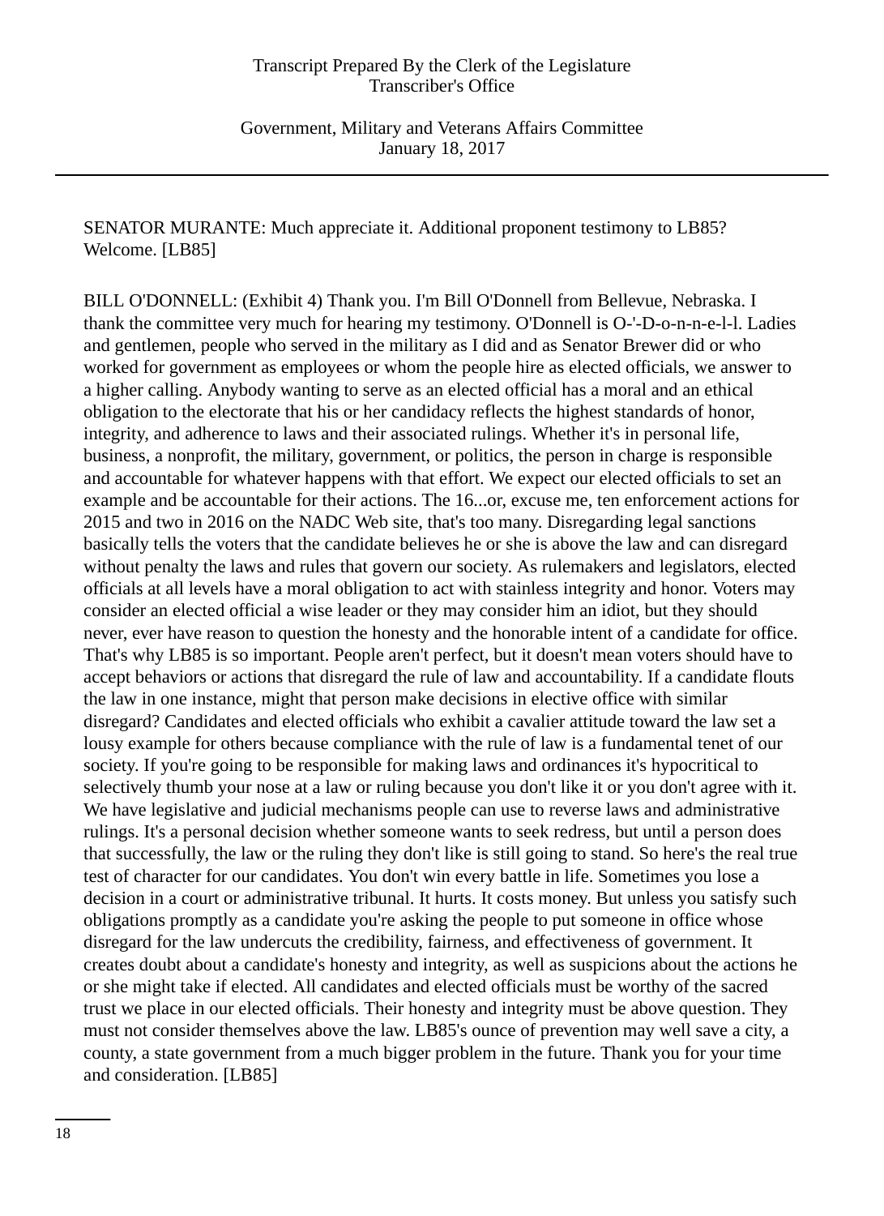SENATOR MURANTE: Much appreciate it. Additional proponent testimony to LB85? Welcome. [LB85]

BILL O'DONNELL: (Exhibit 4) Thank you. I'm Bill O'Donnell from Bellevue, Nebraska. I thank the committee very much for hearing my testimony. O'Donnell is O-'-D-o-n-n-e-l-l. Ladies and gentlemen, people who served in the military as I did and as Senator Brewer did or who worked for government as employees or whom the people hire as elected officials, we answer to a higher calling. Anybody wanting to serve as an elected official has a moral and an ethical obligation to the electorate that his or her candidacy reflects the highest standards of honor, integrity, and adherence to laws and their associated rulings. Whether it's in personal life, business, a nonprofit, the military, government, or politics, the person in charge is responsible and accountable for whatever happens with that effort. We expect our elected officials to set an example and be accountable for their actions. The 16...or, excuse me, ten enforcement actions for 2015 and two in 2016 on the NADC Web site, that's too many. Disregarding legal sanctions basically tells the voters that the candidate believes he or she is above the law and can disregard without penalty the laws and rules that govern our society. As rulemakers and legislators, elected officials at all levels have a moral obligation to act with stainless integrity and honor. Voters may consider an elected official a wise leader or they may consider him an idiot, but they should never, ever have reason to question the honesty and the honorable intent of a candidate for office. That's why LB85 is so important. People aren't perfect, but it doesn't mean voters should have to accept behaviors or actions that disregard the rule of law and accountability. If a candidate flouts the law in one instance, might that person make decisions in elective office with similar disregard? Candidates and elected officials who exhibit a cavalier attitude toward the law set a lousy example for others because compliance with the rule of law is a fundamental tenet of our society. If you're going to be responsible for making laws and ordinances it's hypocritical to selectively thumb your nose at a law or ruling because you don't like it or you don't agree with it. We have legislative and judicial mechanisms people can use to reverse laws and administrative rulings. It's a personal decision whether someone wants to seek redress, but until a person does that successfully, the law or the ruling they don't like is still going to stand. So here's the real true test of character for our candidates. You don't win every battle in life. Sometimes you lose a decision in a court or administrative tribunal. It hurts. It costs money. But unless you satisfy such obligations promptly as a candidate you're asking the people to put someone in office whose disregard for the law undercuts the credibility, fairness, and effectiveness of government. It creates doubt about a candidate's honesty and integrity, as well as suspicions about the actions he or she might take if elected. All candidates and elected officials must be worthy of the sacred trust we place in our elected officials. Their honesty and integrity must be above question. They must not consider themselves above the law. LB85's ounce of prevention may well save a city, a county, a state government from a much bigger problem in the future. Thank you for your time and consideration. [LB85]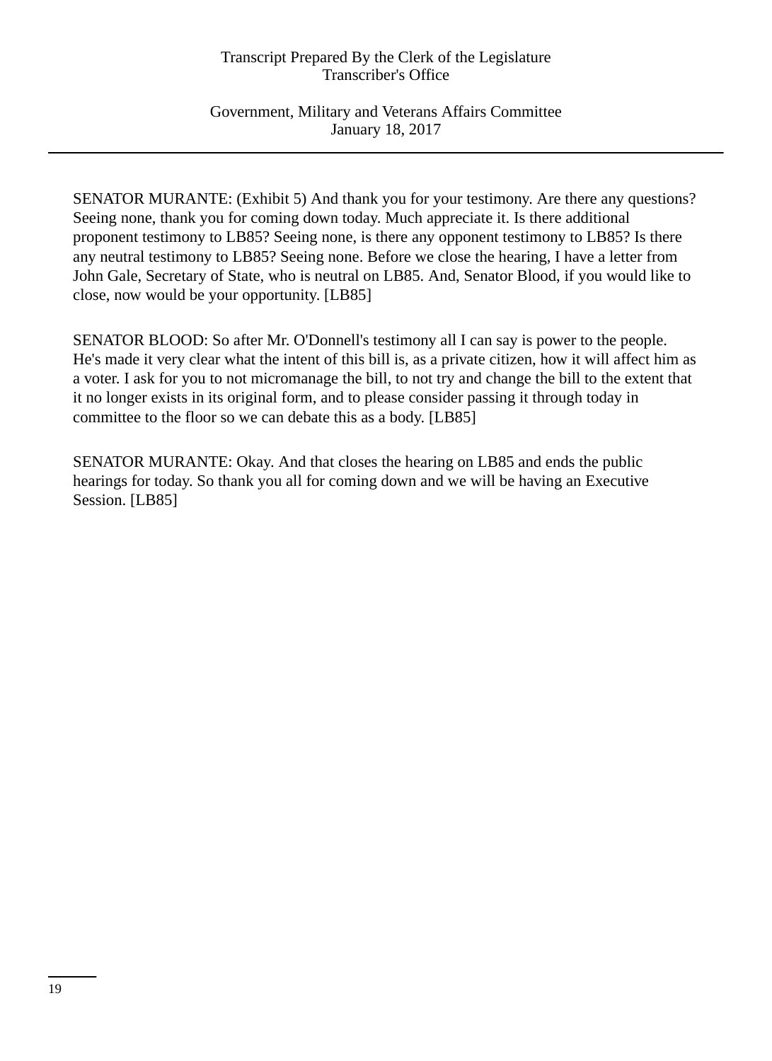SENATOR MURANTE: (Exhibit 5) And thank you for your testimony. Are there any questions? Seeing none, thank you for coming down today. Much appreciate it. Is there additional proponent testimony to LB85? Seeing none, is there any opponent testimony to LB85? Is there any neutral testimony to LB85? Seeing none. Before we close the hearing, I have a letter from John Gale, Secretary of State, who is neutral on LB85. And, Senator Blood, if you would like to close, now would be your opportunity. [LB85]

SENATOR BLOOD: So after Mr. O'Donnell's testimony all I can say is power to the people. He's made it very clear what the intent of this bill is, as a private citizen, how it will affect him as a voter. I ask for you to not micromanage the bill, to not try and change the bill to the extent that it no longer exists in its original form, and to please consider passing it through today in committee to the floor so we can debate this as a body. [LB85]

SENATOR MURANTE: Okay. And that closes the hearing on LB85 and ends the public hearings for today. So thank you all for coming down and we will be having an Executive Session. [LB85]